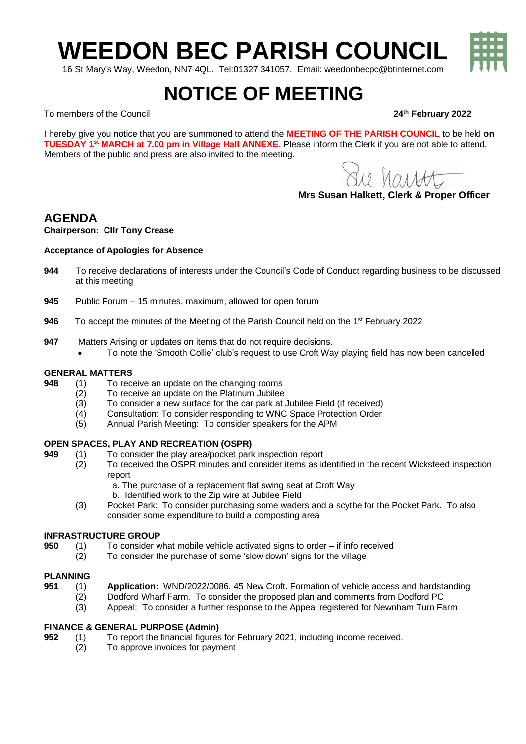# WEEDON BEC PARISH COUNCIL

16 St Mary's Way, Weedon, NN7 4QL. Tel:01327 341057. Email: weedonbecpc@btinternet.com

# NOTICE OF MEETING

To members of the Council **24th February 2022**

I hereby give you notice that you are summoned to attend the **MEETING OF THE PARISH COUNCIL** to be held **on TUESDAY 1st MARCH at 7.00 pm in Village Hall ANNEXE.** Please inform the Clerk if you are not able to attend. Members of the public and press are also invited to the meeting.

**Mrs Susan Halkett, Clerk & Proper Officer**

## AGENDA

**Chairperson: Cllr Tony Crease**

**Acceptance of Apologies for Absence**

**944** To receive declarations of interests under the Council's Code of Conduct regarding business to be discussed at this meeting

**945** Public Forum – 15 minutes, maximum, allowed for open forum

**946** To accept the minutes of the Meeting of the Parish Council held on the 1st February 2022

**947** Matters Arising or updates on items that do not require decisions.
- To note the 'Smooth Collie' club's request to use Croft Way playing field has now been cancelled

### GENERAL MATTERS

**948**
- (1) To receive an update on the changing rooms
- (2) To receive an update on the Platinum Jubilee
- (3) To consider a new surface for the car park at Jubilee Field (if received)
- (4) Consultation: To consider responding to WNC Space Protection Order
- (5) Annual Parish Meeting: To consider speakers for the APM

### OPEN SPACES, PLAY AND RECREATION (OSPR)

**949**
- (1) To consider the play area/pocket park inspection report
- (2) To received the OSPR minutes and consider items as identified in the recent Wicksteed inspection report
  - a. The purchase of a replacement flat swing seat at Croft Way
  - b. Identified work to the Zip wire at Jubilee Field
- (3) Pocket Park: To consider purchasing some waders and a scythe for the Pocket Park. To also consider some expenditure to build a composting area

### INFRASTRUCTURE GROUP

**950**
- (1) To consider what mobile vehicle activated signs to order – if info received
- (2) To consider the purchase of some 'slow down' signs for the village

### PLANNING

**951**
- (1) **Application:** WND/2022/0086. 45 New Croft. Formation of vehicle access and hardstanding
- (2) Dodford Wharf Farm. To consider the proposed plan and comments from Dodford PC
- (3) Appeal: To consider a further response to the Appeal registered for Newnham Turn Farm

### FINANCE & GENERAL PURPOSE (Admin)

**952**
- (1) To report the financial figures for February 2021, including income received.
- (2) To approve invoices for payment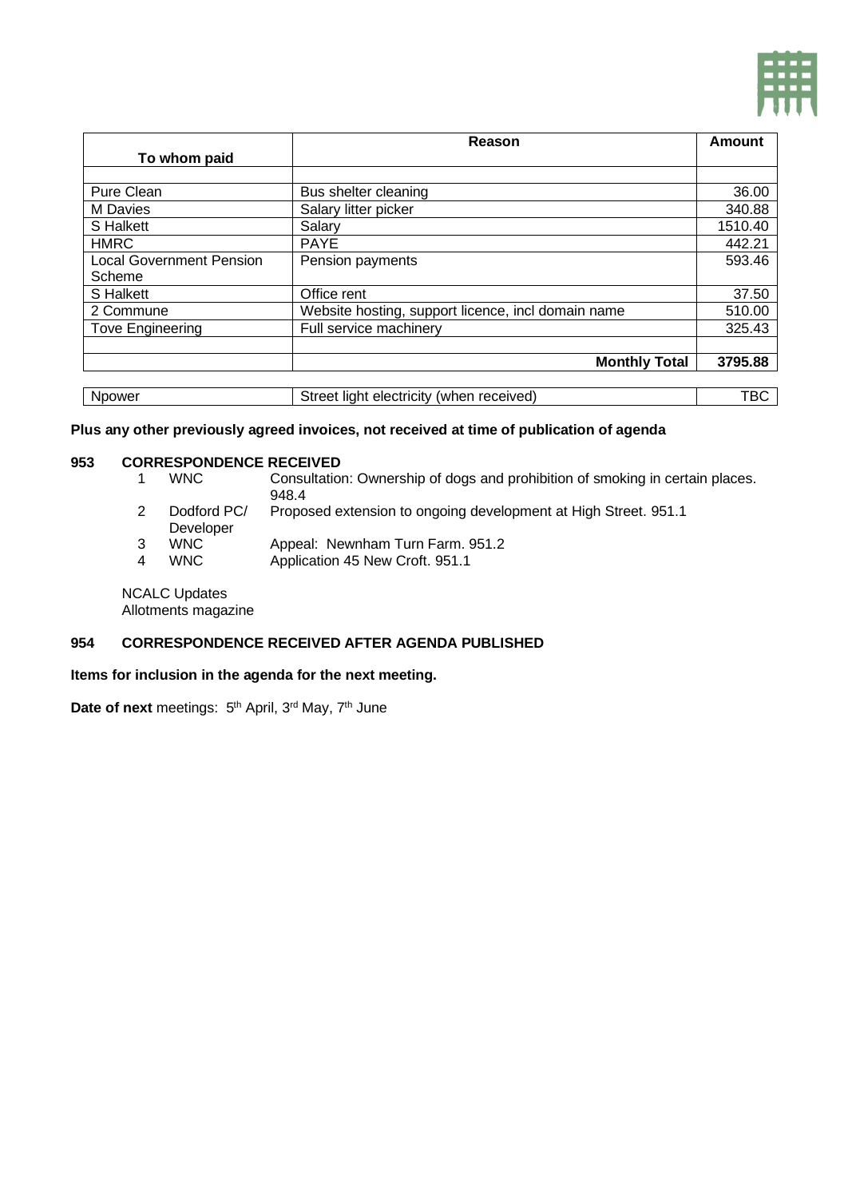| To whom paid | Reason | Amount |
|---|---|---|
| | | |
| Pure Clean | Bus shelter cleaning | 36.00 |
| M Davies | Salary litter picker | 340.88 |
| S Halkett | Salary | 1510.40 |
| HMRC | PAYE | 442.21 |
| Local Government Pension Scheme | Pension payments | 593.46 |
| S Halkett | Office rent | 37.50 |
| 2 Commune | Website hosting, support licence, incl domain name | 510.00 |
| Tove Engineering | Full service machinery | 325.43 |
| | | |
| | **Monthly Total** | **3795.88** |

| | | |
|---|---|---|
| Npower | Street light electricity (when received) | TBC |

**Plus any other previously agreed invoices, not received at time of publication of agenda**

**953 CORRESPONDENCE RECEIVED**

| | | |
|---|---|---|
| 1 | WNC | Consultation: Ownership of dogs and prohibition of smoking in certain places. 948.4 |
| 2 | Dodford PC/ Developer | Proposed extension to ongoing development at High Street. 951.1 |
| 3 | WNC | Appeal: Newnham Turn Farm. 951.2 |
| 4 | WNC | Application 45 New Croft. 951.1 |

NCALC Updates
Allotments magazine

**954 CORRESPONDENCE RECEIVED AFTER AGENDA PUBLISHED**

**Items for inclusion in the agenda for the next meeting.**

**Date of next** meetings: 5th April, 3rd May, 7th June